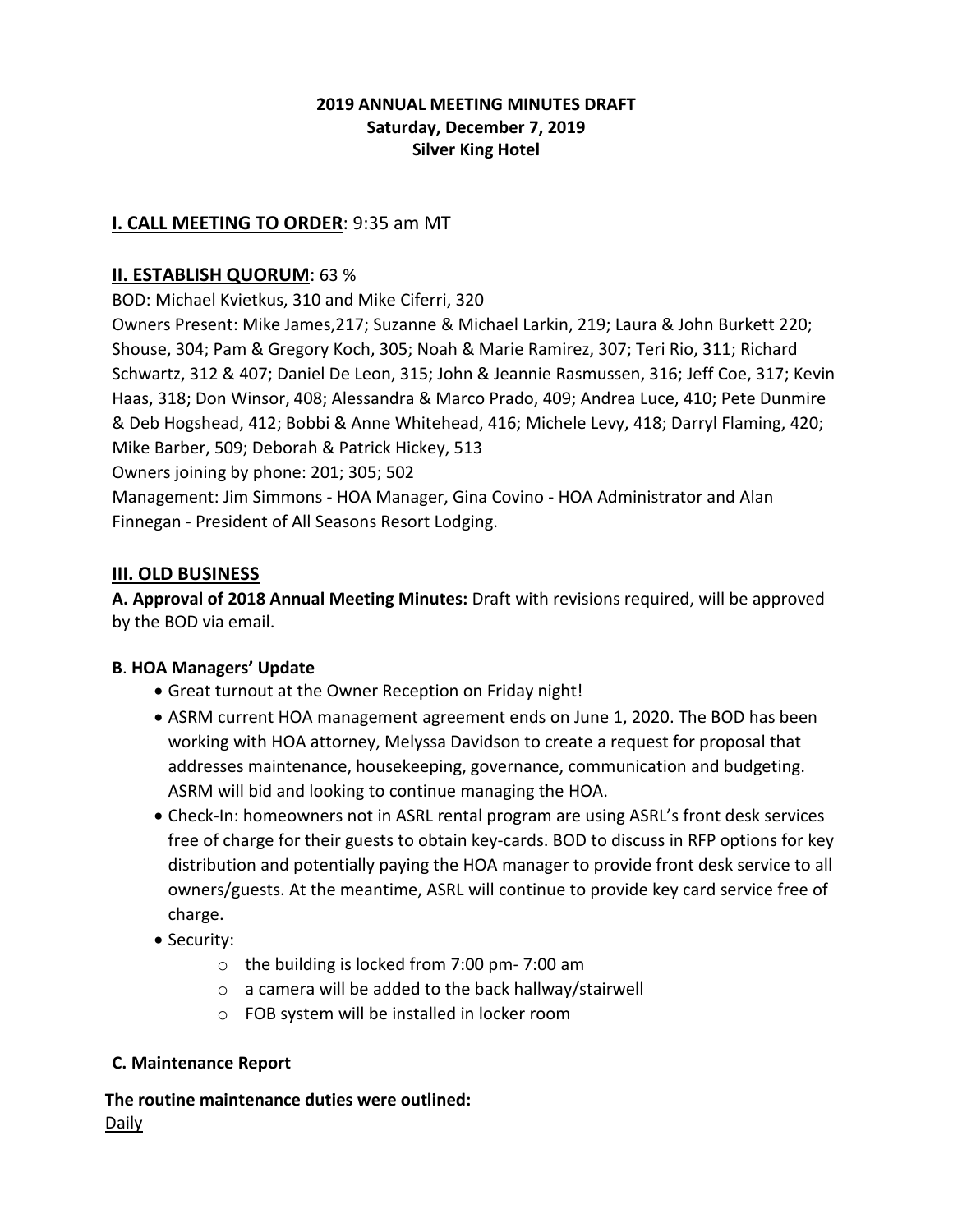**2019 ANNUAL MEETING MINUTES DRAFT**
**Saturday, December 7, 2019**
**Silver King Hotel**

## I. CALL MEETING TO ORDER: 9:35 am MT

## II. ESTABLISH QUORUM: 63 %

BOD: Michael Kvietkus, 310 and Mike Ciferri, 320

Owners Present: Mike James,217; Suzanne & Michael Larkin, 219; Laura & John Burkett 220; Shouse, 304; Pam & Gregory Koch, 305; Noah & Marie Ramirez, 307; Teri Rio, 311; Richard Schwartz, 312 & 407; Daniel De Leon, 315; John & Jeannie Rasmussen, 316; Jeff Coe, 317; Kevin Haas, 318; Don Winsor, 408; Alessandra & Marco Prado, 409; Andrea Luce, 410; Pete Dunmire & Deb Hogshead, 412; Bobbi & Anne Whitehead, 416; Michele Levy, 418; Darryl Flaming, 420; Mike Barber, 509; Deborah & Patrick Hickey, 513

Owners joining by phone: 201; 305; 502

Management: Jim Simmons - HOA Manager, Gina Covino - HOA Administrator and Alan Finnegan - President of All Seasons Resort Lodging.

## III. OLD BUSINESS

**A. Approval of 2018 Annual Meeting Minutes:** Draft with revisions required, will be approved by the BOD via email.

**B. HOA Managers' Update**

- Great turnout at the Owner Reception on Friday night!
- ASRM current HOA management agreement ends on June 1, 2020. The BOD has been working with HOA attorney, Melyssa Davidson to create a request for proposal that addresses maintenance, housekeeping, governance, communication and budgeting. ASRM will bid and looking to continue managing the HOA.
- Check-In: homeowners not in ASRL rental program are using ASRL's front desk services free of charge for their guests to obtain key-cards. BOD to discuss in RFP options for key distribution and potentially paying the HOA manager to provide front desk service to all owners/guests. At the meantime, ASRL will continue to provide key card service free of charge.
- Security:
  - the building is locked from 7:00 pm- 7:00 am
  - a camera will be added to the back hallway/stairwell
  - FOB system will be installed in locker room

**C. Maintenance Report**

**The routine maintenance duties were outlined:**

Daily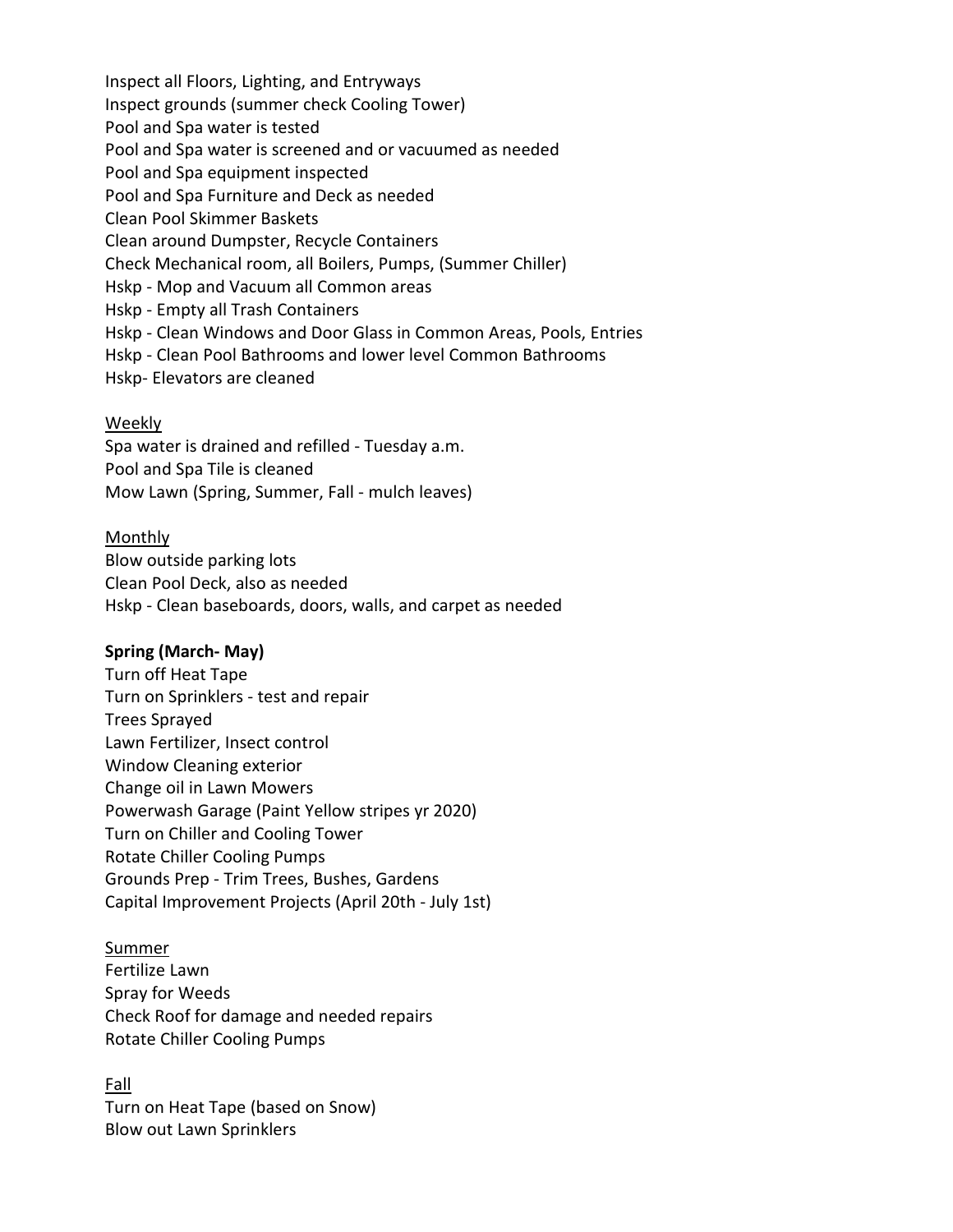Inspect all Floors, Lighting, and Entryways
Inspect grounds (summer check Cooling Tower)
Pool and Spa water is tested
Pool and Spa water is screened and or vacuumed as needed
Pool and Spa equipment inspected
Pool and Spa Furniture and Deck as needed
Clean Pool Skimmer Baskets
Clean around Dumpster, Recycle Containers
Check Mechanical room, all Boilers, Pumps, (Summer Chiller)
Hskp - Mop and Vacuum all Common areas
Hskp - Empty all Trash Containers
Hskp - Clean Windows and Door Glass in Common Areas, Pools, Entries
Hskp - Clean Pool Bathrooms and lower level Common Bathrooms
Hskp- Elevators are cleaned

Weekly

Spa water is drained and refilled - Tuesday a.m.
Pool and Spa Tile is cleaned
Mow Lawn (Spring, Summer, Fall - mulch leaves)

Monthly

Blow outside parking lots
Clean Pool Deck, also as needed
Hskp - Clean baseboards, doors, walls, and carpet as needed

**Spring (March- May)**

Turn off Heat Tape
Turn on Sprinklers - test and repair
Trees Sprayed
Lawn Fertilizer, Insect control
Window Cleaning exterior
Change oil in Lawn Mowers
Powerwash Garage (Paint Yellow stripes yr 2020)
Turn on Chiller and Cooling Tower
Rotate Chiller Cooling Pumps
Grounds Prep - Trim Trees, Bushes, Gardens
Capital Improvement Projects (April 20th - July 1st)

Summer

Fertilize Lawn
Spray for Weeds
Check Roof for damage and needed repairs
Rotate Chiller Cooling Pumps

Fall

Turn on Heat Tape (based on Snow)
Blow out Lawn Sprinklers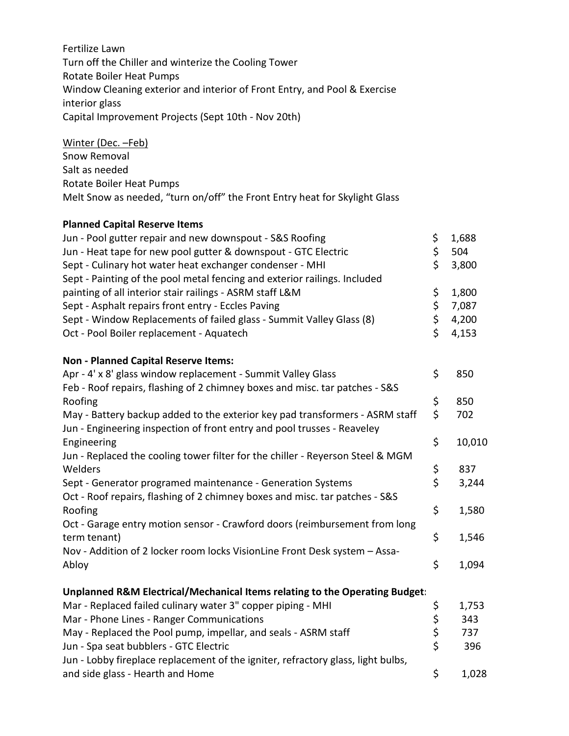Fertilize Lawn
Turn off the Chiller and winterize the Cooling Tower
Rotate Boiler Heat Pumps
Window Cleaning exterior and interior of Front Entry, and Pool & Exercise interior glass
Capital Improvement Projects (Sept 10th - Nov 20th)

<u>Winter (Dec. –Feb)</u>
Snow Removal
Salt as needed
Rotate Boiler Heat Pumps
Melt Snow as needed, "turn on/off" the Front Entry heat for Skylight Glass

**Planned Capital Reserve Items**

| Item | Amount |
|---|---|
| Jun - Pool gutter repair and new downspout - S&S Roofing | $ 1,688 |
| Jun - Heat tape for new pool gutter & downspout - GTC Electric | $ 504 |
| Sept - Culinary hot water heat exchanger condenser - MHI | $ 3,800 |
| Sept - Painting of the pool metal fencing and exterior railings. Included painting of all interior stair railings - ASRM staff L&M | $ 1,800 |
| Sept - Asphalt repairs front entry - Eccles Paving | $ 7,087 |
| Sept - Window Replacements of failed glass - Summit Valley Glass (8) | $ 4,200 |
| Oct - Pool Boiler replacement - Aquatech | $ 4,153 |

**Non - Planned Capital Reserve Items:**

| Item | Amount |
|---|---|
| Apr - 4' x 8' glass window replacement - Summit Valley Glass | $ 850 |
| Feb - Roof repairs, flashing of 2 chimney boxes and misc. tar patches - S&S Roofing | $ 850 |
| May - Battery backup added to the exterior key pad transformers - ASRM staff | $ 702 |
| Jun - Engineering inspection of front entry and pool trusses - Reaveley Engineering | $ 10,010 |
| Jun - Replaced the cooling tower filter for the chiller - Reyerson Steel & MGM Welders | $ 837 |
| Sept - Generator programed maintenance - Generation Systems | $ 3,244 |
| Oct - Roof repairs, flashing of 2 chimney boxes and misc. tar patches - S&S Roofing | $ 1,580 |
| Oct - Garage entry motion sensor - Crawford doors (reimbursement from long term tenant) | $ 1,546 |
| Nov - Addition of 2 locker room locks VisionLine Front Desk system – Assa-Abloy | $ 1,094 |

**Unplanned R&M Electrical/Mechanical Items relating to the Operating Budget:**

| Item | Amount |
|---|---|
| Mar - Replaced failed culinary water 3" copper piping - MHI | $ 1,753 |
| Mar - Phone Lines - Ranger Communications | $ 343 |
| May - Replaced the Pool pump, impellar, and seals - ASRM staff | $ 737 |
| Jun - Spa seat bubblers - GTC Electric | $ 396 |
| Jun - Lobby fireplace replacement of the igniter, refractory glass, light bulbs, and side glass - Hearth and Home | $ 1,028 |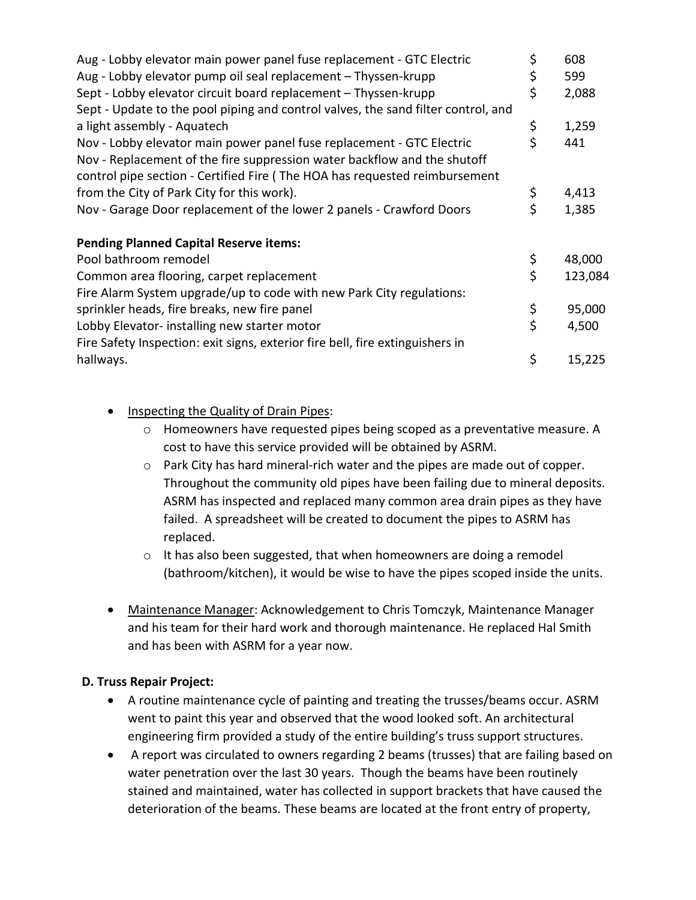| | | |
|---|---|---|
| Aug - Lobby elevator main power panel fuse replacement - GTC Electric | $ | 608 |
| Aug - Lobby elevator pump oil seal replacement – Thyssen-krupp | $ | 599 |
| Sept - Lobby elevator circuit board replacement – Thyssen-krupp | $ | 2,088 |
| Sept - Update to the pool piping and control valves, the sand filter control, and a light assembly - Aquatech | $ | 1,259 |
| Nov - Lobby elevator main power panel fuse replacement - GTC Electric | $ | 441 |
| Nov - Replacement of the fire suppression water backflow and the shutoff control pipe section - Certified Fire ( The HOA has requested reimbursement from the City of Park City for this work). | $ | 4,413 |
| Nov - Garage Door replacement of the lower 2 panels - Crawford Doors | $ | 1,385 |
| **Pending Planned Capital Reserve items:** | | |
| Pool bathroom remodel | $ | 48,000 |
| Common area flooring, carpet replacement | $ | 123,084 |
| Fire Alarm System upgrade/up to code with new Park City regulations: sprinkler heads, fire breaks, new fire panel | $ | 95,000 |
| Lobby Elevator- installing new starter motor | $ | 4,500 |
| Fire Safety Inspection: exit signs, exterior fire bell, fire extinguishers in hallways. | $ | 15,225 |

- <u>Inspecting the Quality of Drain Pipes</u>:
  - Homeowners have requested pipes being scoped as a preventative measure. A cost to have this service provided will be obtained by ASRM.
  - Park City has hard mineral-rich water and the pipes are made out of copper. Throughout the community old pipes have been failing due to mineral deposits. ASRM has inspected and replaced many common area drain pipes as they have failed. A spreadsheet will be created to document the pipes to ASRM has replaced.
  - It has also been suggested, that when homeowners are doing a remodel (bathroom/kitchen), it would be wise to have the pipes scoped inside the units.

- <u>Maintenance Manager</u>: Acknowledgement to Chris Tomczyk, Maintenance Manager and his team for their hard work and thorough maintenance. He replaced Hal Smith and has been with ASRM for a year now.

**D. Truss Repair Project:**

- A routine maintenance cycle of painting and treating the trusses/beams occur. ASRM went to paint this year and observed that the wood looked soft. An architectural engineering firm provided a study of the entire building's truss support structures.
- A report was circulated to owners regarding 2 beams (trusses) that are failing based on water penetration over the last 30 years. Though the beams have been routinely stained and maintained, water has collected in support brackets that have caused the deterioration of the beams. These beams are located at the front entry of property,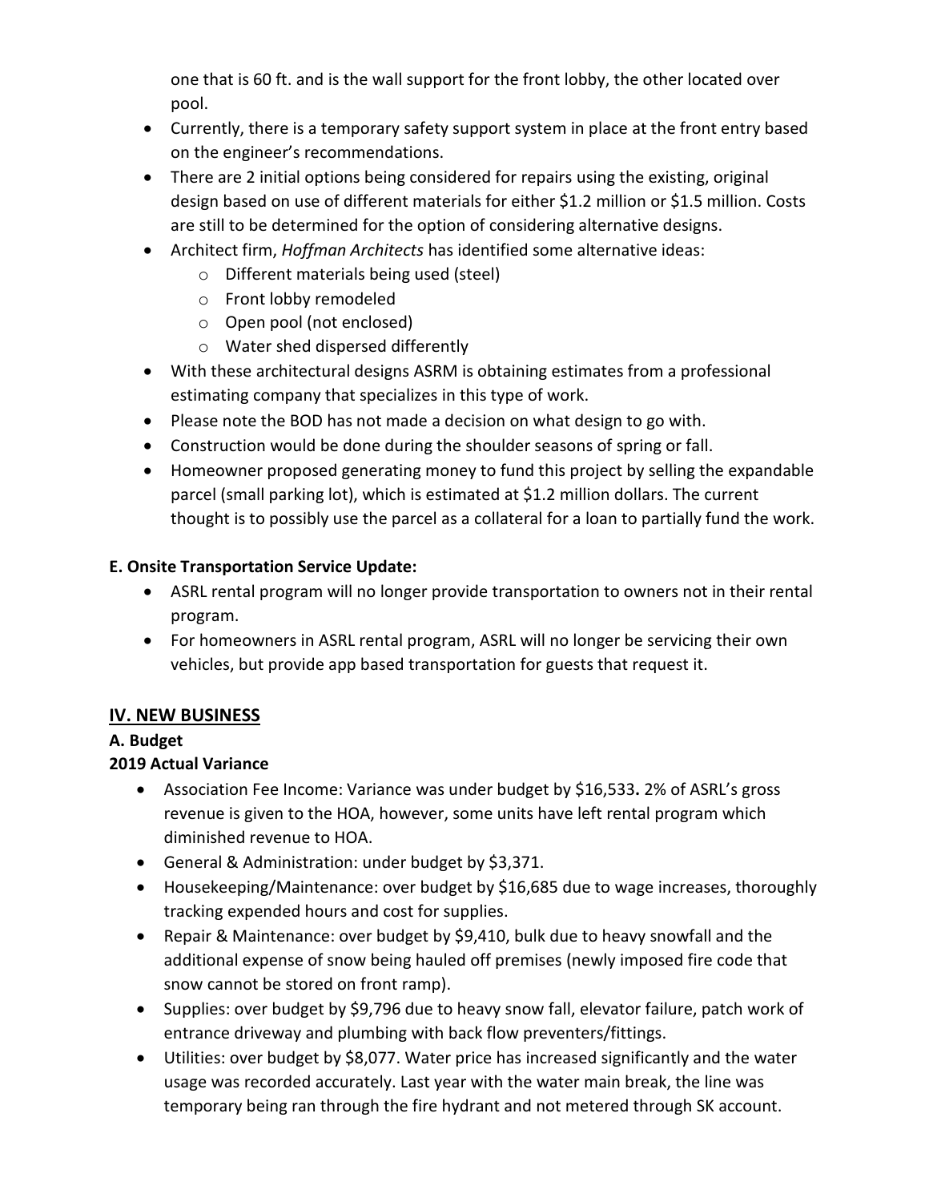one that is 60 ft. and is the wall support for the front lobby, the other located over pool.

- Currently, there is a temporary safety support system in place at the front entry based on the engineer's recommendations.
- There are 2 initial options being considered for repairs using the existing, original design based on use of different materials for either $1.2 million or $1.5 million. Costs are still to be determined for the option of considering alternative designs.
- Architect firm, *Hoffman Architects* has identified some alternative ideas:
  - Different materials being used (steel)
  - Front lobby remodeled
  - Open pool (not enclosed)
  - Water shed dispersed differently
- With these architectural designs ASRM is obtaining estimates from a professional estimating company that specializes in this type of work.
- Please note the BOD has not made a decision on what design to go with.
- Construction would be done during the shoulder seasons of spring or fall.
- Homeowner proposed generating money to fund this project by selling the expandable parcel (small parking lot), which is estimated at $1.2 million dollars. The current thought is to possibly use the parcel as a collateral for a loan to partially fund the work.

**E. Onsite Transportation Service Update:**

- ASRL rental program will no longer provide transportation to owners not in their rental program.
- For homeowners in ASRL rental program, ASRL will no longer be servicing their own vehicles, but provide app based transportation for guests that request it.

## IV. NEW BUSINESS

**A. Budget**

**2019 Actual Variance**

- Association Fee Income: Variance was under budget by $16,533**.** 2% of ASRL's gross revenue is given to the HOA, however, some units have left rental program which diminished revenue to HOA.
- General & Administration: under budget by $3,371.
- Housekeeping/Maintenance: over budget by $16,685 due to wage increases, thoroughly tracking expended hours and cost for supplies.
- Repair & Maintenance: over budget by $9,410, bulk due to heavy snowfall and the additional expense of snow being hauled off premises (newly imposed fire code that snow cannot be stored on front ramp).
- Supplies: over budget by $9,796 due to heavy snow fall, elevator failure, patch work of entrance driveway and plumbing with back flow preventers/fittings.
- Utilities: over budget by $8,077. Water price has increased significantly and the water usage was recorded accurately. Last year with the water main break, the line was temporary being ran through the fire hydrant and not metered through SK account.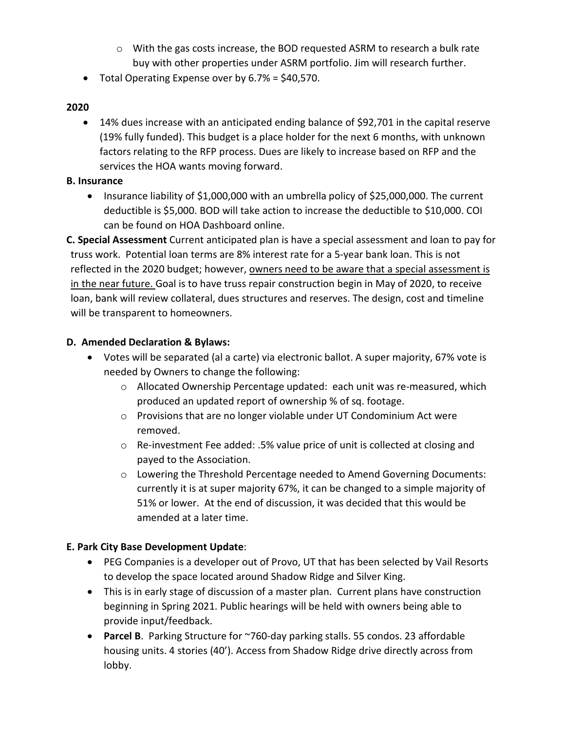- With the gas costs increase, the BOD requested ASRM to research a bulk rate buy with other properties under ASRM portfolio. Jim will research further.
- Total Operating Expense over by 6.7% = $40,570.

**2020**

- 14% dues increase with an anticipated ending balance of $92,701 in the capital reserve (19% fully funded). This budget is a place holder for the next 6 months, with unknown factors relating to the RFP process. Dues are likely to increase based on RFP and the services the HOA wants moving forward.

**B. Insurance**

- Insurance liability of $1,000,000 with an umbrella policy of $25,000,000. The current deductible is $5,000. BOD will take action to increase the deductible to $10,000. COI can be found on HOA Dashboard online.

**C. Special Assessment** Current anticipated plan is have a special assessment and loan to pay for truss work. Potential loan terms are 8% interest rate for a 5-year bank loan. This is not reflected in the 2020 budget; however, <u>owners need to be aware that a special assessment is in the near future.</u> Goal is to have truss repair construction begin in May of 2020, to receive loan, bank will review collateral, dues structures and reserves. The design, cost and timeline will be transparent to homeowners.

**D. Amended Declaration & Bylaws:**

- Votes will be separated (al a carte) via electronic ballot. A super majority, 67% vote is needed by Owners to change the following:
    - Allocated Ownership Percentage updated: each unit was re-measured, which produced an updated report of ownership % of sq. footage.
    - Provisions that are no longer violable under UT Condominium Act were removed.
    - Re-investment Fee added: .5% value price of unit is collected at closing and payed to the Association.
    - Lowering the Threshold Percentage needed to Amend Governing Documents: currently it is at super majority 67%, it can be changed to a simple majority of 51% or lower. At the end of discussion, it was decided that this would be amended at a later time.

**E. Park City Base Development Update**:

- PEG Companies is a developer out of Provo, UT that has been selected by Vail Resorts to develop the space located around Shadow Ridge and Silver King.
- This is in early stage of discussion of a master plan. Current plans have construction beginning in Spring 2021. Public hearings will be held with owners being able to provide input/feedback.
- **Parcel B**. Parking Structure for ~760-day parking stalls. 55 condos. 23 affordable housing units. 4 stories (40'). Access from Shadow Ridge drive directly across from lobby.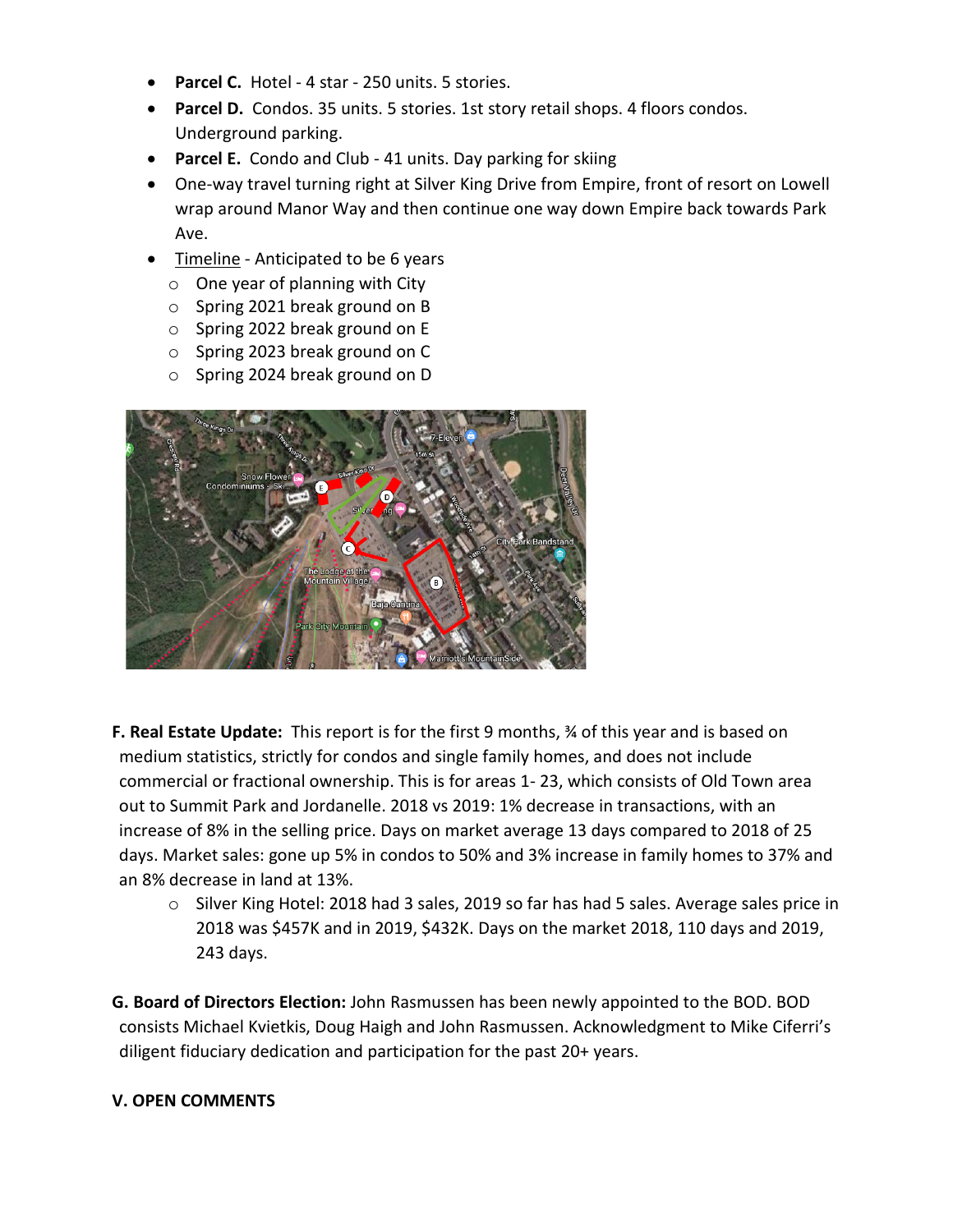- **Parcel C.** Hotel - 4 star - 250 units. 5 stories.
- **Parcel D.** Condos. 35 units. 5 stories. 1st story retail shops. 4 floors condos. Underground parking.
- **Parcel E.** Condo and Club - 41 units. Day parking for skiing
- One-way travel turning right at Silver King Drive from Empire, front of resort on Lowell wrap around Manor Way and then continue one way down Empire back towards Park Ave.
- Timeline - Anticipated to be 6 years
  - One year of planning with City
  - Spring 2021 break ground on B
  - Spring 2022 break ground on E
  - Spring 2023 break ground on C
  - Spring 2024 break ground on D

**F. Real Estate Update:** This report is for the first 9 months, ¾ of this year and is based on medium statistics, strictly for condos and single family homes, and does not include commercial or fractional ownership. This is for areas 1- 23, which consists of Old Town area out to Summit Park and Jordanelle. 2018 vs 2019: 1% decrease in transactions, with an increase of 8% in the selling price. Days on market average 13 days compared to 2018 of 25 days. Market sales: gone up 5% in condos to 50% and 3% increase in family homes to 37% and an 8% decrease in land at 13%.

- Silver King Hotel: 2018 had 3 sales, 2019 so far has had 5 sales. Average sales price in 2018 was $457K and in 2019, $432K. Days on the market 2018, 110 days and 2019, 243 days.

**G. Board of Directors Election:** John Rasmussen has been newly appointed to the BOD. BOD consists Michael Kvietkis, Doug Haigh and John Rasmussen. Acknowledgment to Mike Ciferri's diligent fiduciary dedication and participation for the past 20+ years.

**V. OPEN COMMENTS**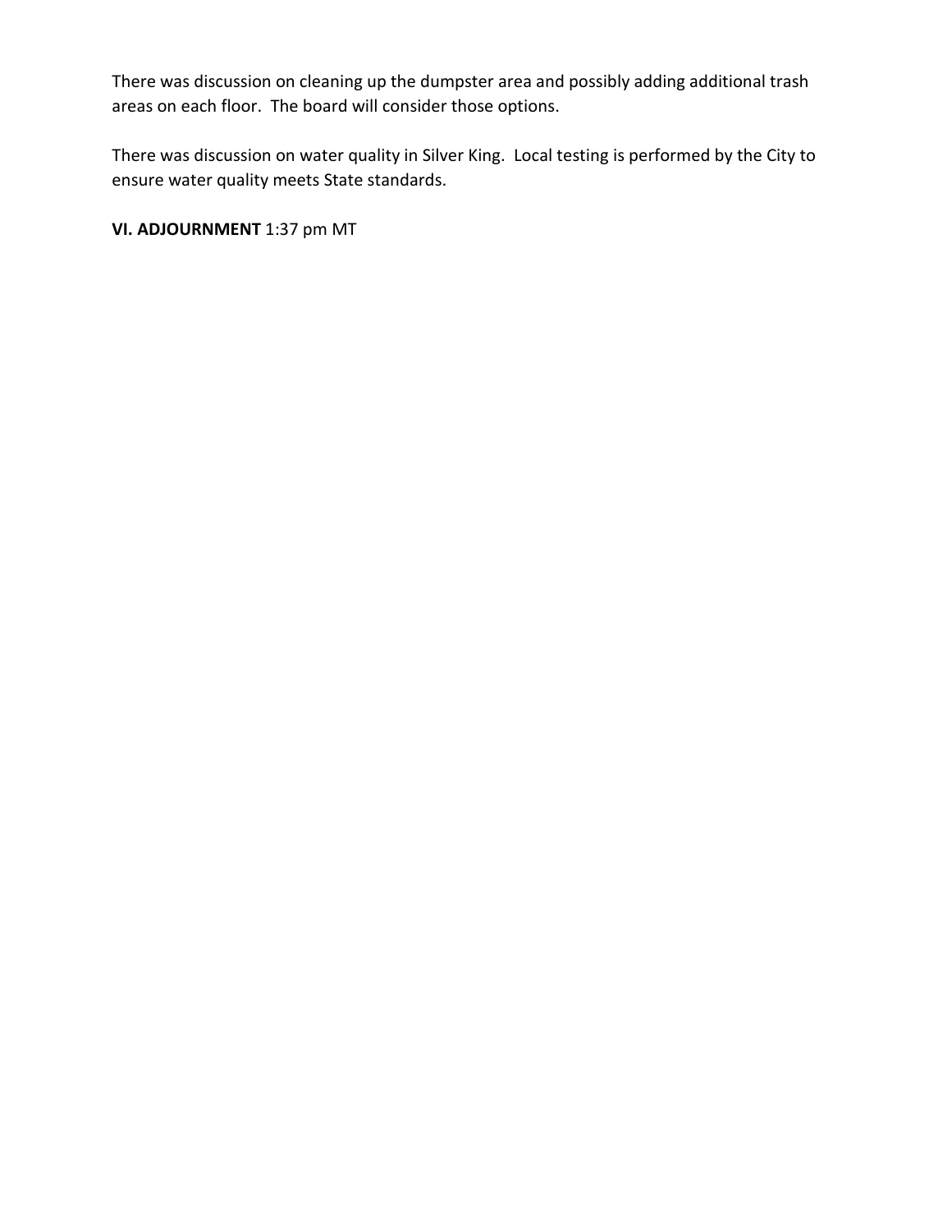There was discussion on cleaning up the dumpster area and possibly adding additional trash areas on each floor. The board will consider those options.

There was discussion on water quality in Silver King. Local testing is performed by the City to ensure water quality meets State standards.

**VI. ADJOURNMENT** 1:37 pm MT